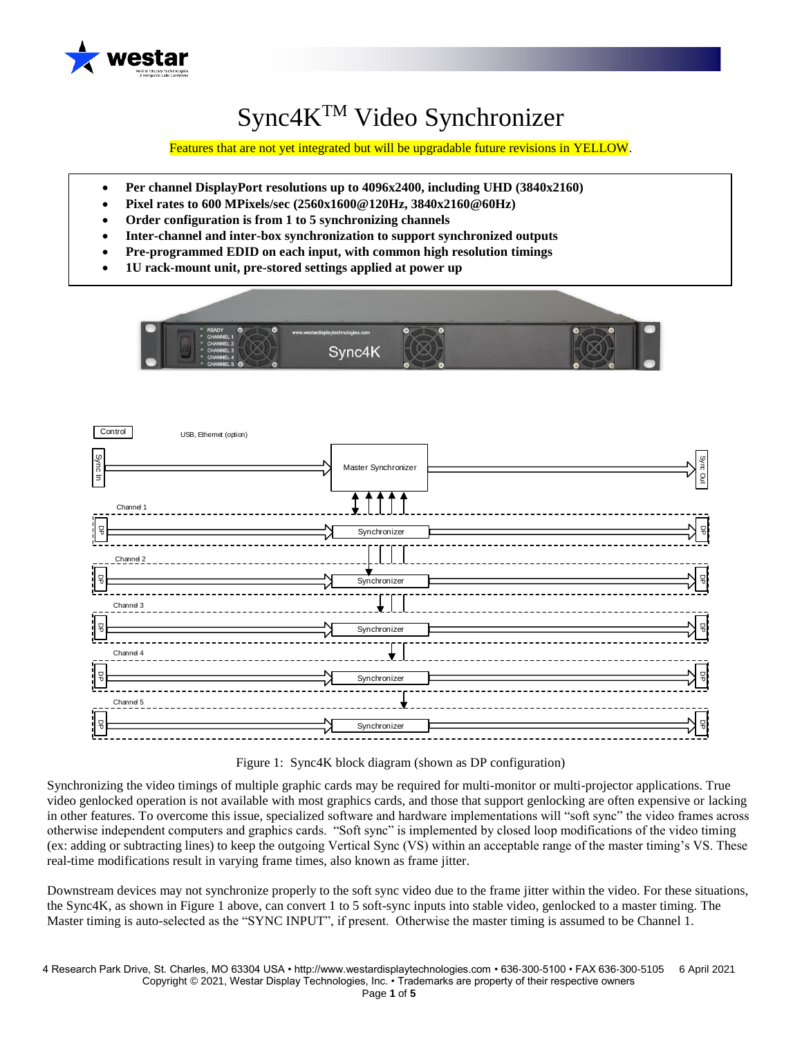# Sync4K™ Video Synchronizer

Features that are not yet integrated but will be upgradable future revisions in YELLOW.

- **Per channel DisplayPort resolutions up to 4096x2400, including UHD (3840x2160)**
- **Pixel rates to 600 MPixels/sec (2560x1600@120Hz, 3840x2160@60Hz)**
- **Order configuration is from 1 to 5 synchronizing channels**
- **Inter-channel and inter-box synchronization to support synchronized outputs**
- **Pre-programmed EDID on each input, with common high resolution timings**
- **1U rack-mount unit, pre-stored settings applied at power up**

Figure 1: Sync4K block diagram (shown as DP configuration)

Synchronizing the video timings of multiple graphic cards may be required for multi-monitor or multi-projector applications. True video genlocked operation is not available with most graphics cards, and those that support genlocking are often expensive or lacking in other features. To overcome this issue, specialized software and hardware implementations will "soft sync" the video frames across otherwise independent computers and graphics cards. "Soft sync" is implemented by closed loop modifications of the video timing (ex: adding or subtracting lines) to keep the outgoing Vertical Sync (VS) within an acceptable range of the master timing's VS. These real-time modifications result in varying frame times, also known as frame jitter.

Downstream devices may not synchronize properly to the soft sync video due to the frame jitter within the video. For these situations, the Sync4K, as shown in Figure 1 above, can convert 1 to 5 soft-sync inputs into stable video, genlocked to a master timing. The Master timing is auto-selected as the "SYNC INPUT", if present. Otherwise the master timing is assumed to be Channel 1.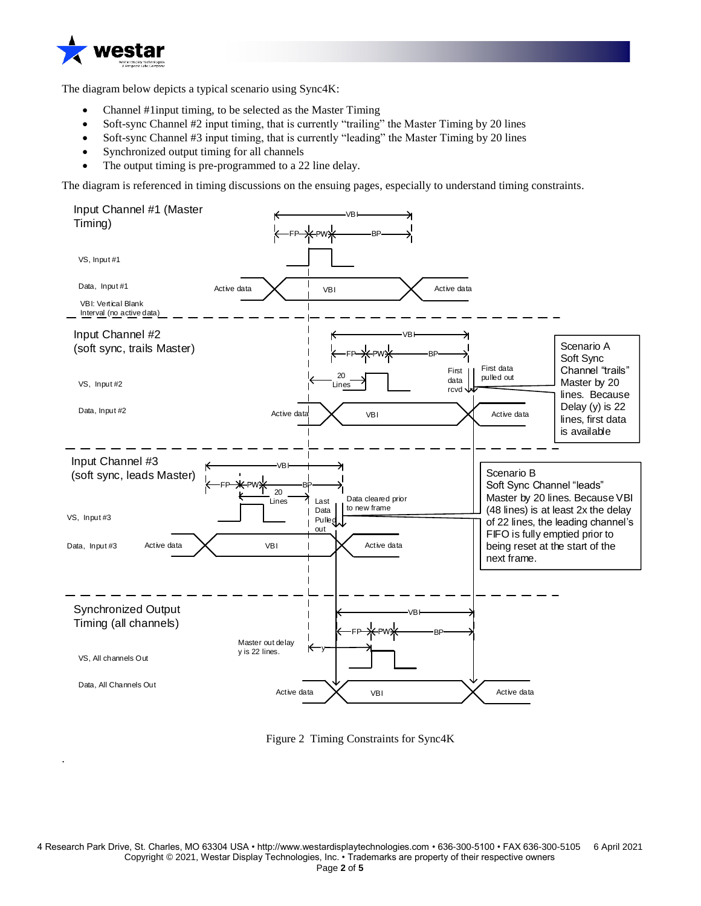The diagram below depicts a typical scenario using Sync4K:

- Channel #1input timing, to be selected as the Master Timing
- Soft-sync Channel #2 input timing, that is currently "trailing" the Master Timing by 20 lines
- Soft-sync Channel #3 input timing, that is currently "leading" the Master Timing by 20 lines
- Synchronized output timing for all channels
- The output timing is pre-programmed to a 22 line delay.

The diagram is referenced in timing discussions on the ensuing pages, especially to understand timing constraints.

Input Channel #1 (Master Timing)

VBI

FP PW BP

VS, Input #1

Data, Input #1 — Active data — VBI — Active data

VBI: Vertical Blank Interval (no active data)

Input Channel #2 (soft sync, trails Master)

VBI

FP PW BP

20 Lines

First data rcvd

First data pulled out

VS, Input #2

Data, Input #2 — Active data — VBI — Active data

Scenario A
Soft Sync Channel "trails" Master by 20 lines. Because Delay (y) is 22 lines, first data is available

Input Channel #3 (soft sync, leads Master)

VBI

FP PW BP

20 Lines

Last Data Pulled out

Data cleared prior to new frame

VS, Input #3

Data, Input #3 — Active data — VBI — Active data

Scenario B
Soft Sync Channel "leads" Master by 20 lines. Because VBI (48 lines) is at least 2x the delay of 22 lines, the leading channel's FIFO is fully emptied prior to being reset at the start of the next frame.

Synchronized Output Timing (all channels)

VBI

FP PW BP

Master out delay y is 22 lines.

y

VS, All channels Out

Data, All Channels Out — Active data — VBI — Active data

Figure 2 Timing Constraints for Sync4K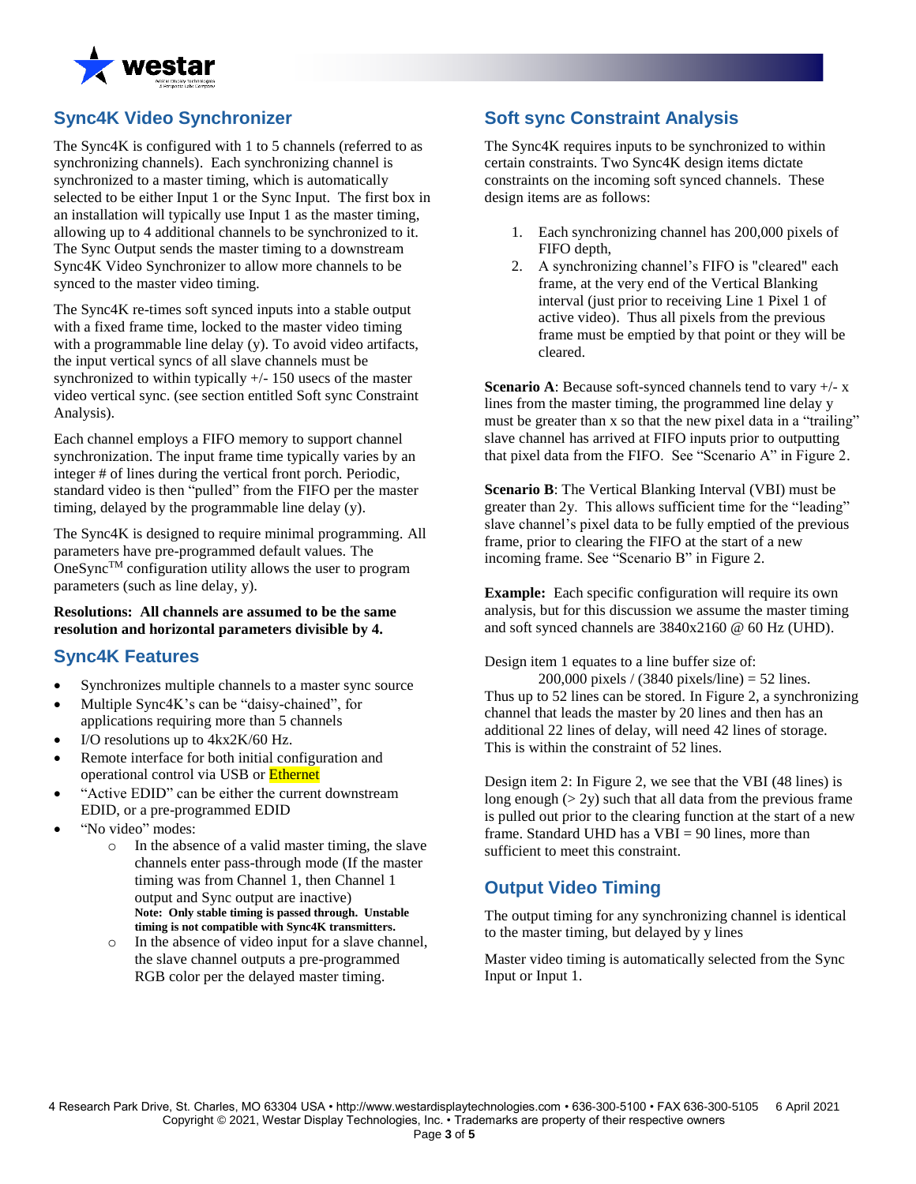## Sync4K Video Synchronizer

The Sync4K is configured with 1 to 5 channels (referred to as synchronizing channels). Each synchronizing channel is synchronized to a master timing, which is automatically selected to be either Input 1 or the Sync Input. The first box in an installation will typically use Input 1 as the master timing, allowing up to 4 additional channels to be synchronized to it. The Sync Output sends the master timing to a downstream Sync4K Video Synchronizer to allow more channels to be synced to the master video timing.

The Sync4K re-times soft synced inputs into a stable output with a fixed frame time, locked to the master video timing with a programmable line delay (y). To avoid video artifacts, the input vertical syncs of all slave channels must be synchronized to within typically +/- 150 usecs of the master video vertical sync. (see section entitled Soft sync Constraint Analysis).

Each channel employs a FIFO memory to support channel synchronization. The input frame time typically varies by an integer # of lines during the vertical front porch. Periodic, standard video is then "pulled" from the FIFO per the master timing, delayed by the programmable line delay (y).

The Sync4K is designed to require minimal programming. All parameters have pre-programmed default values. The OneSync™ configuration utility allows the user to program parameters (such as line delay, y).

**Resolutions: All channels are assumed to be the same resolution and horizontal parameters divisible by 4.**

## Sync4K Features

- Synchronizes multiple channels to a master sync source
- Multiple Sync4K's can be "daisy-chained", for applications requiring more than 5 channels
- I/O resolutions up to 4kx2K/60 Hz.
- Remote interface for both initial configuration and operational control via USB or Ethernet
- "Active EDID" can be either the current downstream EDID, or a pre-programmed EDID
- "No video" modes:
  - In the absence of a valid master timing, the slave channels enter pass-through mode (If the master timing was from Channel 1, then Channel 1 output and Sync output are inactive) **Note: Only stable timing is passed through. Unstable timing is not compatible with Sync4K transmitters.**
  - In the absence of video input for a slave channel, the slave channel outputs a pre-programmed RGB color per the delayed master timing.

## Soft sync Constraint Analysis

The Sync4K requires inputs to be synchronized to within certain constraints. Two Sync4K design items dictate constraints on the incoming soft synced channels. These design items are as follows:

1. Each synchronizing channel has 200,000 pixels of FIFO depth,
2. A synchronizing channel's FIFO is "cleared" each frame, at the very end of the Vertical Blanking interval (just prior to receiving Line 1 Pixel 1 of active video). Thus all pixels from the previous frame must be emptied by that point or they will be cleared.

**Scenario A**: Because soft-synced channels tend to vary +/- x lines from the master timing, the programmed line delay y must be greater than x so that the new pixel data in a "trailing" slave channel has arrived at FIFO inputs prior to outputting that pixel data from the FIFO. See "Scenario A" in Figure 2.

**Scenario B**: The Vertical Blanking Interval (VBI) must be greater than 2y. This allows sufficient time for the "leading" slave channel's pixel data to be fully emptied of the previous frame, prior to clearing the FIFO at the start of a new incoming frame. See "Scenario B" in Figure 2.

**Example:** Each specific configuration will require its own analysis, but for this discussion we assume the master timing and soft synced channels are 3840x2160 @ 60 Hz (UHD).

Design item 1 equates to a line buffer size of:

200,000 pixels / (3840 pixels/line) = 52 lines.

Thus up to 52 lines can be stored. In Figure 2, a synchronizing channel that leads the master by 20 lines and then has an additional 22 lines of delay, will need 42 lines of storage. This is within the constraint of 52 lines.

Design item 2: In Figure 2, we see that the VBI (48 lines) is long enough (> 2y) such that all data from the previous frame is pulled out prior to the clearing function at the start of a new frame. Standard UHD has a VBI = 90 lines, more than sufficient to meet this constraint.

## Output Video Timing

The output timing for any synchronizing channel is identical to the master timing, but delayed by y lines

Master video timing is automatically selected from the Sync Input or Input 1.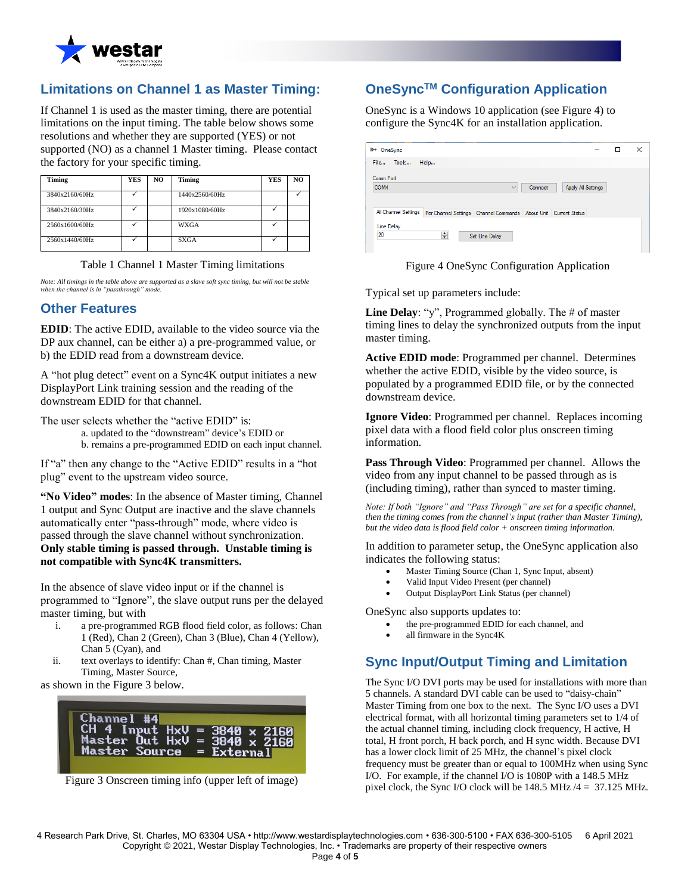## Limitations on Channel 1 as Master Timing:

If Channel 1 is used as the master timing, there are potential limitations on the input timing. The table below shows some resolutions and whether they are supported (YES) or not supported (NO) as a channel 1 Master timing. Please contact the factory for your specific timing.

| Timing | YES | NO | Timing | YES | NO |
|---|---|---|---|---|---|
| 3840x2160/60Hz | ✓ | | 1440x2560/60Hz | | ✓ |
| 3840x2160/30Hz | ✓ | | 1920x1080/60Hz | ✓ | |
| 2560x1600/60Hz | ✓ | | WXGA | ✓ | |
| 2560x1440/60Hz | ✓ | | SXGA | ✓ | |

Table 1 Channel 1 Master Timing limitations

*Note: All timings in the table above are supported as a slave soft sync timing, but will not be stable when the channel is in "passthrough" mode.*

## Other Features

**EDID**: The active EDID, available to the video source via the DP aux channel, can be either a) a pre-programmed value, or b) the EDID read from a downstream device.

A "hot plug detect" event on a Sync4K output initiates a new DisplayPort Link training session and the reading of the downstream EDID for that channel.

The user selects whether the "active EDID" is:

a. updated to the "downstream" device's EDID or
b. remains a pre-programmed EDID on each input channel.

If "a" then any change to the "Active EDID" results in a "hot plug" event to the upstream video source.

**"No Video" modes**: In the absence of Master timing, Channel 1 output and Sync Output are inactive and the slave channels automatically enter "pass-through" mode, where video is passed through the slave channel without synchronization. **Only stable timing is passed through. Unstable timing is not compatible with Sync4K transmitters.**

In the absence of slave video input or if the channel is programmed to "Ignore", the slave output runs per the delayed master timing, but with

i. a pre-programmed RGB flood field color, as follows: Chan 1 (Red), Chan 2 (Green), Chan 3 (Blue), Chan 4 (Yellow), Chan 5 (Cyan), and
ii. text overlays to identify: Chan #, Chan timing, Master Timing, Master Source,

as shown in the Figure 3 below.

Figure 3 Onscreen timing info (upper left of image)

## OneSync™ Configuration Application

OneSync is a Windows 10 application (see Figure 4) to configure the Sync4K for an installation application.

Figure 4 OneSync Configuration Application

Typical set up parameters include:

**Line Delay**: "y", Programmed globally. The # of master timing lines to delay the synchronized outputs from the input master timing.

**Active EDID mode**: Programmed per channel. Determines whether the active EDID, visible by the video source, is populated by a programmed EDID file, or by the connected downstream device.

**Ignore Video**: Programmed per channel. Replaces incoming pixel data with a flood field color plus onscreen timing information.

**Pass Through Video**: Programmed per channel. Allows the video from any input channel to be passed through as is (including timing), rather than synced to master timing.

*Note: If both "Ignore" and "Pass Through" are set for a specific channel, then the timing comes from the channel's input (rather than Master Timing), but the video data is flood field color + onscreen timing information.*

In addition to parameter setup, the OneSync application also indicates the following status:

- Master Timing Source (Chan 1, Sync Input, absent)
- Valid Input Video Present (per channel)
- Output DisplayPort Link Status (per channel)

OneSync also supports updates to:

- the pre-programmed EDID for each channel, and
- all firmware in the Sync4K

## Sync Input/Output Timing and Limitation

The Sync I/O DVI ports may be used for installations with more than 5 channels. A standard DVI cable can be used to "daisy-chain" Master Timing from one box to the next. The Sync I/O uses a DVI electrical format, with all horizontal timing parameters set to 1/4 of the actual channel timing, including clock frequency, H active, H total, H front porch, H back porch, and H sync width. Because DVI has a lower clock limit of 25 MHz, the channel's pixel clock frequency must be greater than or equal to 100MHz when using Sync I/O. For example, if the channel I/O is 1080P with a 148.5 MHz pixel clock, the Sync I/O clock will be 148.5 MHz /4 = 37.125 MHz.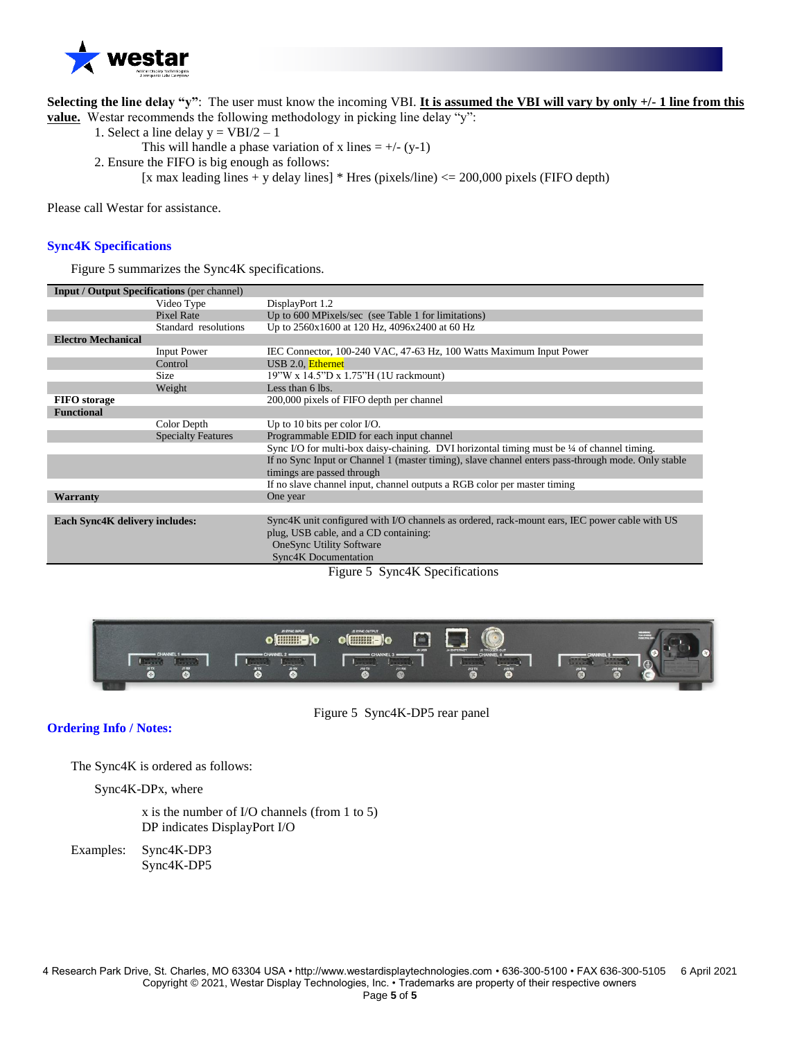**Selecting the line delay "y"**: The user must know the incoming VBI. **It is assumed the VBI will vary by only +/- 1 line from this value.** Westar recommends the following methodology in picking line delay "y":

1. Select a line delay y = VBI/2 – 1
   This will handle a phase variation of x lines = +/- (y-1)
2. Ensure the FIFO is big enough as follows:
   [x max leading lines + y delay lines] * Hres (pixels/line) <= 200,000 pixels (FIFO depth)

Please call Westar for assistance.

## Sync4K Specifications

Figure 5 summarizes the Sync4K specifications.

| | | |
|---|---|---|
| **Input / Output Specifications** (per channel) | | |
| | Video Type | DisplayPort 1.2 |
| | Pixel Rate | Up to 600 MPixels/sec (see Table 1 for limitations) |
| | Standard resolutions | Up to 2560x1600 at 120 Hz, 4096x2400 at 60 Hz |
| **Electro Mechanical** | | |
| | Input Power | IEC Connector, 100-240 VAC, 47-63 Hz, 100 Watts Maximum Input Power |
| | Control | USB 2.0, Ethernet |
| | Size | 19"W x 14.5"D x 1.75"H (1U rackmount) |
| | Weight | Less than 6 lbs. |
| **FIFO storage** | | 200,000 pixels of FIFO depth per channel |
| **Functional** | | |
| | Color Depth | Up to 10 bits per color I/O. |
| | Specialty Features | Programmable EDID for each input channel |
| | | Sync I/O for multi-box daisy-chaining. DVI horizontal timing must be ¼ of channel timing. |
| | | If no Sync Input or Channel 1 (master timing), slave channel enters pass-through mode. Only stable timings are passed through |
| | | If no slave channel input, channel outputs a RGB color per master timing |
| **Warranty** | | One year |
| **Each Sync4K delivery includes:** | | Sync4K unit configured with I/O channels as ordered, rack-mount ears, IEC power cable with US plug, USB cable, and a CD containing: OneSync Utility Software, Sync4K Documentation |

Figure 5 Sync4K Specifications

Figure 5 Sync4K-DP5 rear panel

## Ordering Info / Notes:

The Sync4K is ordered as follows:

Sync4K-DPx, where

x is the number of I/O channels (from 1 to 5)
DP indicates DisplayPort I/O

Examples: Sync4K-DP3
Sync4K-DP5

4 Research Park Drive, St. Charles, MO 63304 USA • http://www.westardisplaytechnologies.com • 636-300-5100 • FAX 636-300-5105 6 April 2021
Copyright © 2021, Westar Display Technologies, Inc. • Trademarks are property of their respective owners